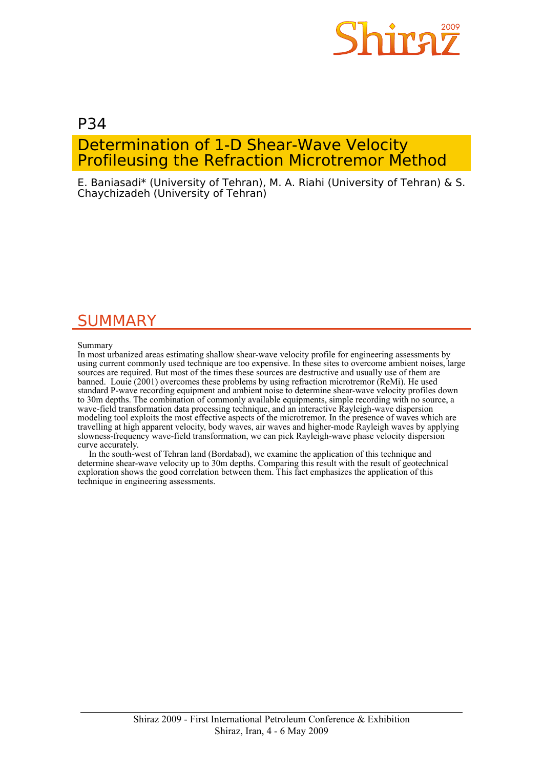P34

# Determination of 1-D Shear-Wave Velocity Profileusing the Refraction Microtremor Method

E. Baniasadi* (University of Tehran), M. A. Riahi (University of Tehran) & S. Chaychizadeh (University of Tehran)

## SUMMARY

Summary

In most urbanized areas estimating shallow shear-wave velocity profile for engineering assessments by using current commonly used technique are too expensive. In these sites to overcome ambient noises, large sources are required. But most of the times these sources are destructive and usually use of them are banned. Louie (2001) overcomes these problems by using refraction microtremor (ReMi). He used standard P-wave recording equipment and ambient noise to determine shear-wave velocity profiles down to 30m depths. The combination of commonly available equipments, simple recording with no source, a wave-field transformation data processing technique, and an interactive Rayleigh-wave dispersion modeling tool exploits the most effective aspects of the microtremor. In the presence of waves which are travelling at high apparent velocity, body waves, air waves and higher-mode Rayleigh waves by applying slowness-frequency wave-field transformation, we can pick Rayleigh-wave phase velocity dispersion curve accurately.

In the south-west of Tehran land (Bordabad), we examine the application of this technique and determine shear-wave velocity up to 30m depths. Comparing this result with the result of geotechnical exploration shows the good correlation between them. This fact emphasizes the application of this technique in engineering assessments.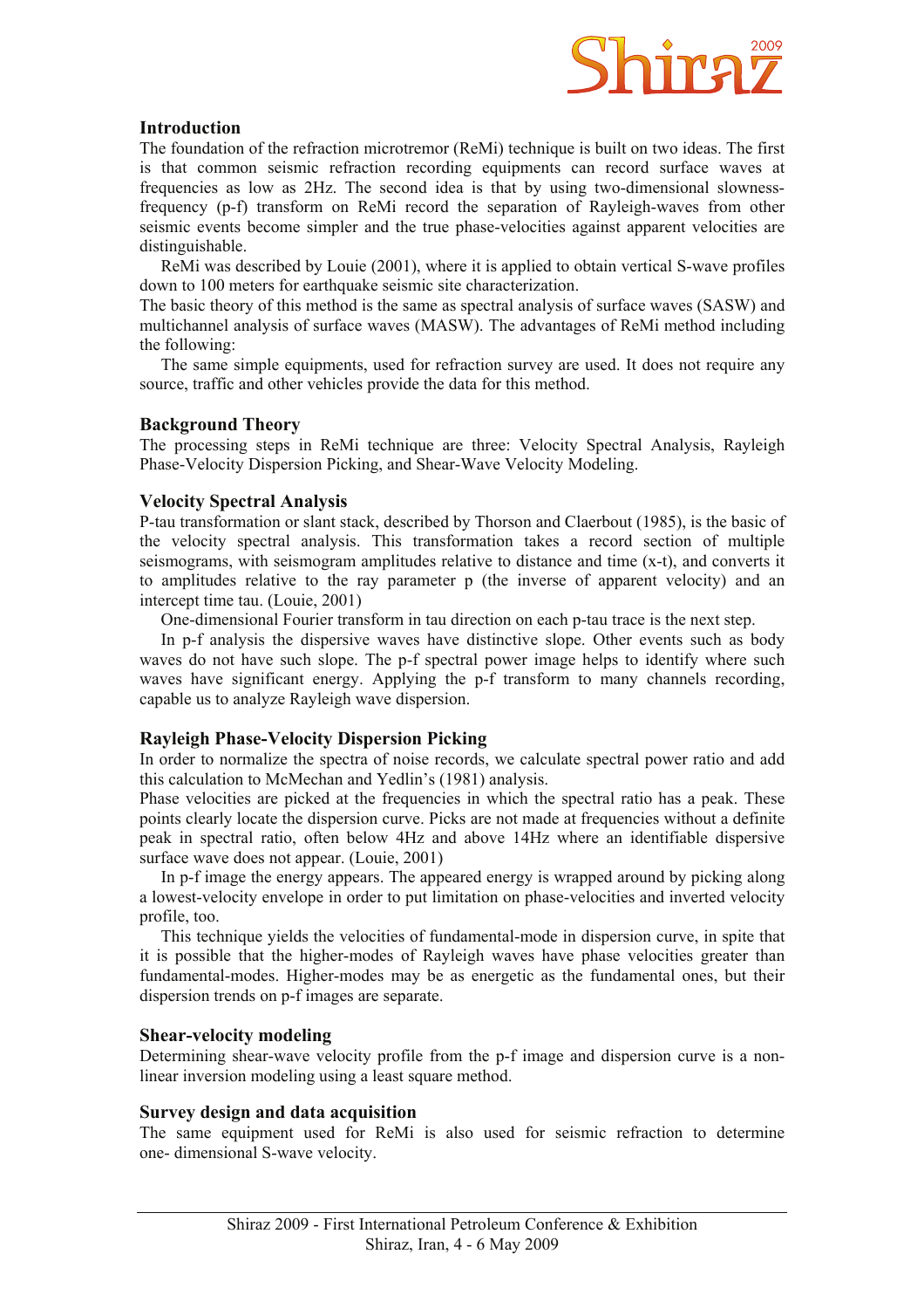## Introduction

The foundation of the refraction microtremor (ReMi) technique is built on two ideas. The first is that common seismic refraction recording equipments can record surface waves at frequencies as low as 2Hz. The second idea is that by using two-dimensional slowness-frequency (p-f) transform on ReMi record the separation of Rayleigh-waves from other seismic events become simpler and the true phase-velocities against apparent velocities are distinguishable.

ReMi was described by Louie (2001), where it is applied to obtain vertical S-wave profiles down to 100 meters for earthquake seismic site characterization.

The basic theory of this method is the same as spectral analysis of surface waves (SASW) and multichannel analysis of surface waves (MASW). The advantages of ReMi method including the following:

The same simple equipments, used for refraction survey are used. It does not require any source, traffic and other vehicles provide the data for this method.

## Background Theory

The processing steps in ReMi technique are three: Velocity Spectral Analysis, Rayleigh Phase-Velocity Dispersion Picking, and Shear-Wave Velocity Modeling.

## Velocity Spectral Analysis

P-tau transformation or slant stack, described by Thorson and Claerbout (1985), is the basic of the velocity spectral analysis. This transformation takes a record section of multiple seismograms, with seismogram amplitudes relative to distance and time (x-t), and converts it to amplitudes relative to the ray parameter p (the inverse of apparent velocity) and an intercept time tau. (Louie, 2001)

One-dimensional Fourier transform in tau direction on each p-tau trace is the next step.

In p-f analysis the dispersive waves have distinctive slope. Other events such as body waves do not have such slope. The p-f spectral power image helps to identify where such waves have significant energy. Applying the p-f transform to many channels recording, capable us to analyze Rayleigh wave dispersion.

## Rayleigh Phase-Velocity Dispersion Picking

In order to normalize the spectra of noise records, we calculate spectral power ratio and add this calculation to McMechan and Yedlin's (1981) analysis.

Phase velocities are picked at the frequencies in which the spectral ratio has a peak. These points clearly locate the dispersion curve. Picks are not made at frequencies without a definite peak in spectral ratio, often below 4Hz and above 14Hz where an identifiable dispersive surface wave does not appear. (Louie, 2001)

In p-f image the energy appears. The appeared energy is wrapped around by picking along a lowest-velocity envelope in order to put limitation on phase-velocities and inverted velocity profile, too.

This technique yields the velocities of fundamental-mode in dispersion curve, in spite that it is possible that the higher-modes of Rayleigh waves have phase velocities greater than fundamental-modes. Higher-modes may be as energetic as the fundamental ones, but their dispersion trends on p-f images are separate.

## Shear-velocity modeling

Determining shear-wave velocity profile from the p-f image and dispersion curve is a non-linear inversion modeling using a least square method.

## Survey design and data acquisition

The same equipment used for ReMi is also used for seismic refraction to determine one- dimensional S-wave velocity.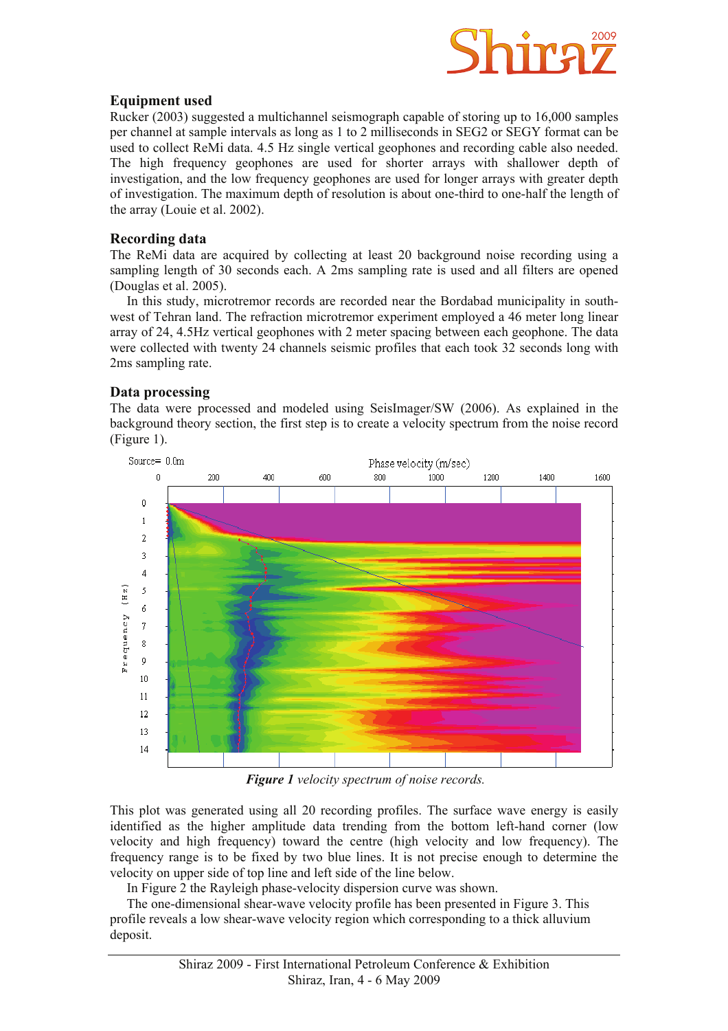## Equipment used

Rucker (2003) suggested a multichannel seismograph capable of storing up to 16,000 samples per channel at sample intervals as long as 1 to 2 milliseconds in SEG2 or SEGY format can be used to collect ReMi data. 4.5 Hz single vertical geophones and recording cable also needed. The high frequency geophones are used for shorter arrays with shallower depth of investigation, and the low frequency geophones are used for longer arrays with greater depth of investigation. The maximum depth of resolution is about one-third to one-half the length of the array (Louie et al. 2002).

## Recording data

The ReMi data are acquired by collecting at least 20 background noise recording using a sampling length of 30 seconds each. A 2ms sampling rate is used and all filters are opened (Douglas et al. 2005).

In this study, microtremor records are recorded near the Bordabad municipality in south-west of Tehran land. The refraction microtremor experiment employed a 46 meter long linear array of 24, 4.5Hz vertical geophones with 2 meter spacing between each geophone. The data were collected with twenty 24 channels seismic profiles that each took 32 seconds long with 2ms sampling rate.

## Data processing

The data were processed and modeled using SeisImager/SW (2006). As explained in the background theory section, the first step is to create a velocity spectrum from the noise record (Figure 1).

***Figure 1*** *velocity spectrum of noise records.*

This plot was generated using all 20 recording profiles. The surface wave energy is easily identified as the higher amplitude data trending from the bottom left-hand corner (low velocity and high frequency) toward the centre (high velocity and low frequency). The frequency range is to be fixed by two blue lines. It is not precise enough to determine the velocity on upper side of top line and left side of the line below.

In Figure 2 the Rayleigh phase-velocity dispersion curve was shown.

The one-dimensional shear-wave velocity profile has been presented in Figure 3. This profile reveals a low shear-wave velocity region which corresponding to a thick alluvium deposit.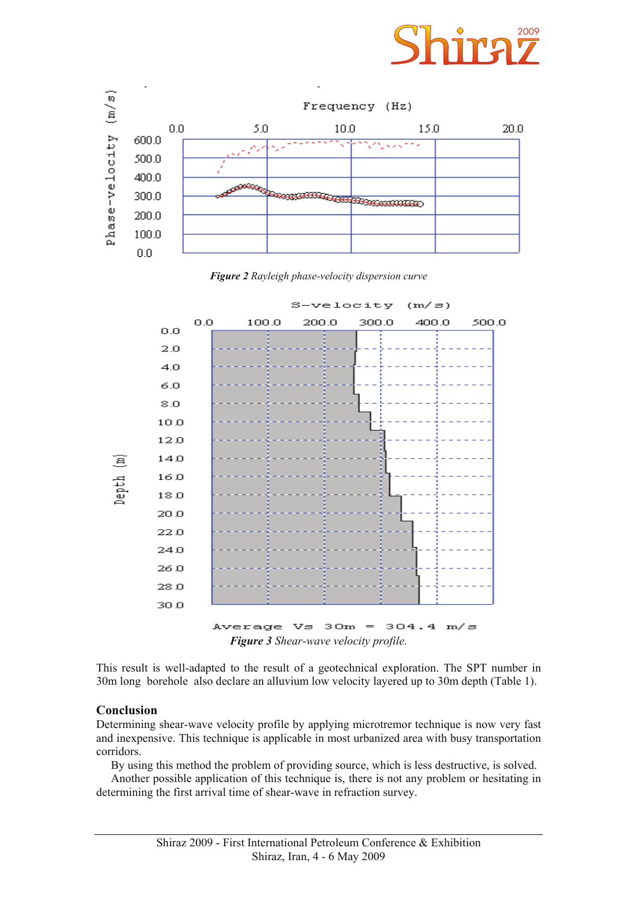**Figure 2** *Rayleigh phase-velocity dispersion curve*

**Figure 3** *Shear-wave velocity profile.*

This result is well-adapted to the result of a geotechnical exploration. The SPT number in 30m long borehole also declare an alluvium low velocity layered up to 30m depth (Table 1).

## Conclusion

Determining shear-wave velocity profile by applying microtremor technique is now very fast and inexpensive. This technique is applicable in most urbanized area with busy transportation corridors.

By using this method the problem of providing source, which is less destructive, is solved.

Another possible application of this technique is, there is not any problem or hesitating in determining the first arrival time of shear-wave in refraction survey.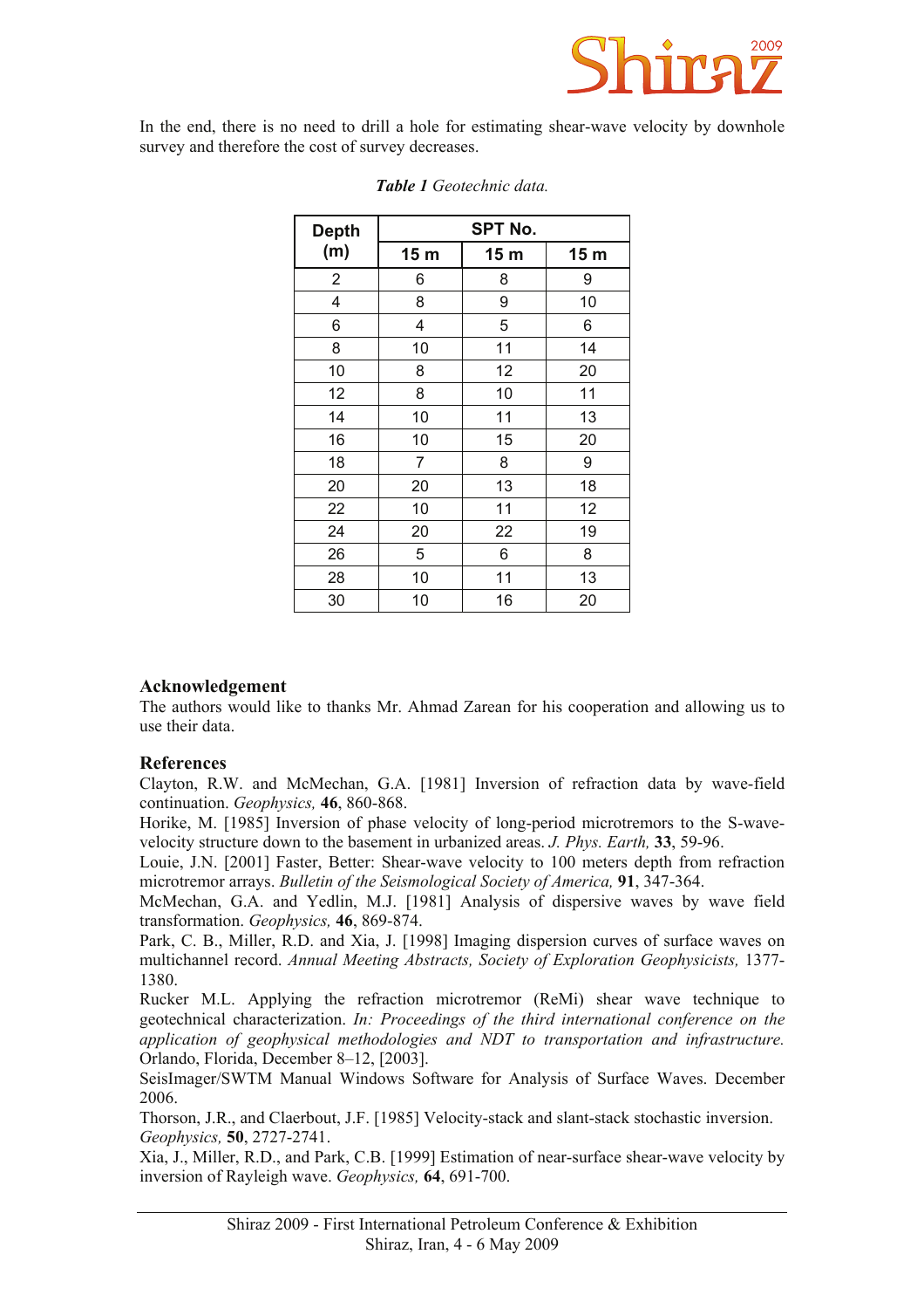In the end, there is no need to drill a hole for estimating shear-wave velocity by downhole survey and therefore the cost of survey decreases.

***Table 1*** *Geotechnic data.*

| Depth (m) | SPT No. | | |
|---|---|---|---|
| | 15 m | 15 m | 15 m |
| 2 | 6 | 8 | 9 |
| 4 | 8 | 9 | 10 |
| 6 | 4 | 5 | 6 |
| 8 | 10 | 11 | 14 |
| 10 | 8 | 12 | 20 |
| 12 | 8 | 10 | 11 |
| 14 | 10 | 11 | 13 |
| 16 | 10 | 15 | 20 |
| 18 | 7 | 8 | 9 |
| 20 | 20 | 13 | 18 |
| 22 | 10 | 11 | 12 |
| 24 | 20 | 22 | 19 |
| 26 | 5 | 6 | 8 |
| 28 | 10 | 11 | 13 |
| 30 | 10 | 16 | 20 |

## Acknowledgement

The authors would like to thanks Mr. Ahmad Zarean for his cooperation and allowing us to use their data.

## References

Clayton, R.W. and McMechan, G.A. [1981] Inversion of refraction data by wave-field continuation. *Geophysics,* **46**, 860-868.

Horike, M. [1985] Inversion of phase velocity of long-period microtremors to the S-wave-velocity structure down to the basement in urbanized areas. *J. Phys. Earth,* **33**, 59-96.

Louie, J.N. [2001] Faster, Better: Shear-wave velocity to 100 meters depth from refraction microtremor arrays. *Bulletin of the Seismological Society of America,* **91**, 347-364.

McMechan, G.A. and Yedlin, M.J. [1981] Analysis of dispersive waves by wave field transformation. *Geophysics,* **46**, 869-874.

Park, C. B., Miller, R.D. and Xia, J. [1998] Imaging dispersion curves of surface waves on multichannel record. *Annual Meeting Abstracts, Society of Exploration Geophysicists,* 1377-1380.

Rucker M.L. Applying the refraction microtremor (ReMi) shear wave technique to geotechnical characterization. *In: Proceedings of the third international conference on the application of geophysical methodologies and NDT to transportation and infrastructure.* Orlando, Florida, December 8–12, [2003].

SeisImager/SWTM Manual Windows Software for Analysis of Surface Waves. December 2006.

Thorson, J.R., and Claerbout, J.F. [1985] Velocity-stack and slant-stack stochastic inversion. *Geophysics,* **50**, 2727-2741.

Xia, J., Miller, R.D., and Park, C.B. [1999] Estimation of near-surface shear-wave velocity by inversion of Rayleigh wave. *Geophysics,* **64**, 691-700.